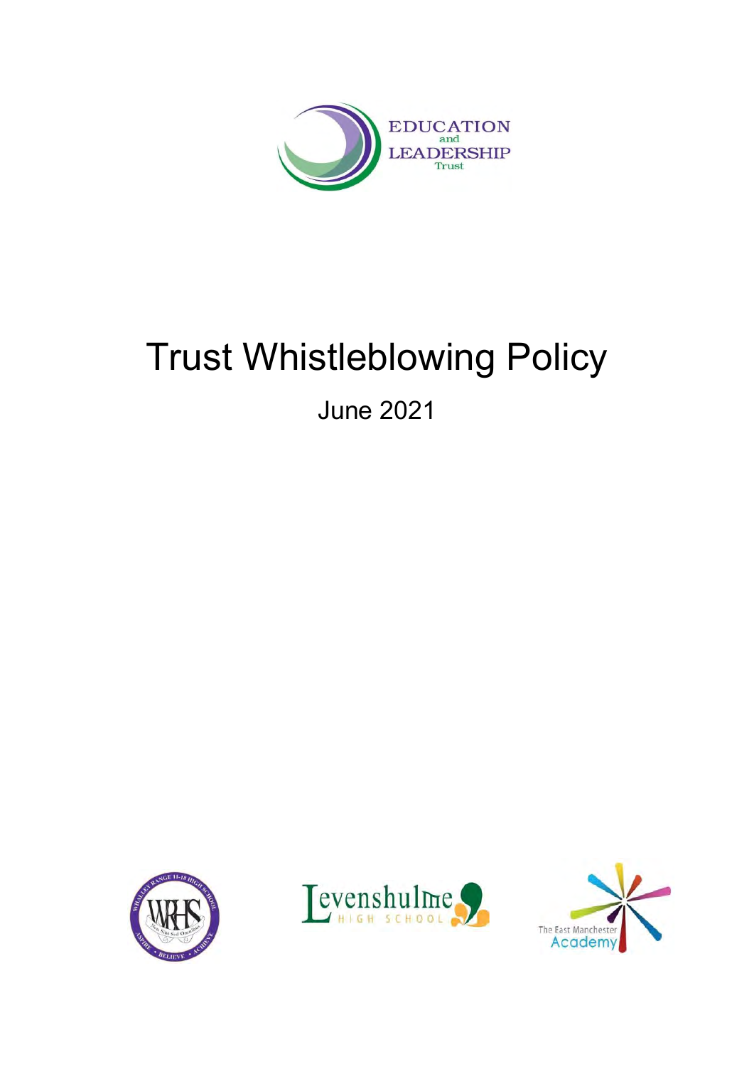EDUCATION and LEADERSHIP Trust

# Trust Whistleblowing Policy

June 2021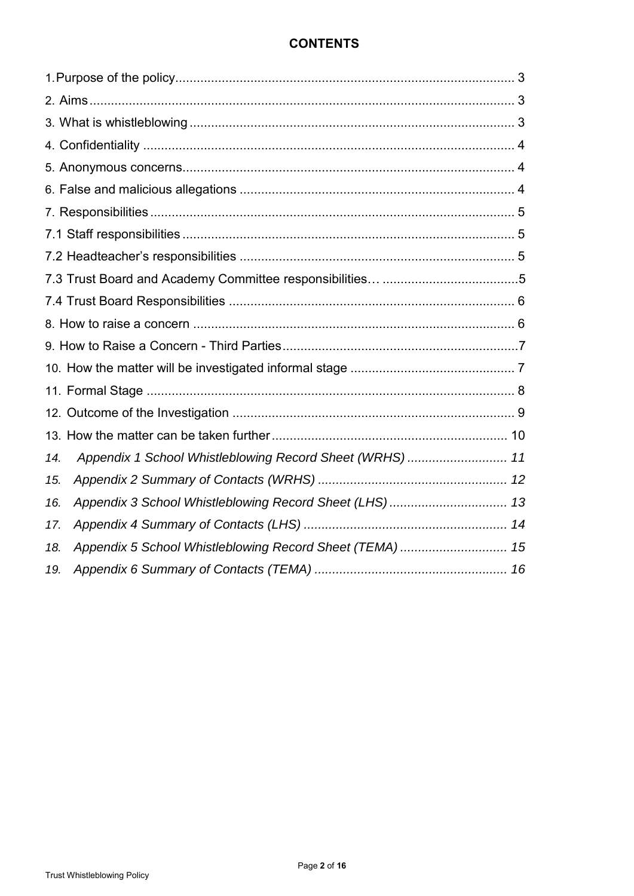**CONTENTS**

1. Purpose of the policy .......... 3
2. Aims .......... 3
3. What is whistleblowing .......... 3
4. Confidentiality .......... 4
5. Anonymous concerns .......... 4
6. False and malicious allegations .......... 4
7. Responsibilities .......... 5
7.1 Staff responsibilities .......... 5
7.2 Headteacher's responsibilities .......... 5
7.3 Trust Board and Academy Committee responsibilities… .......... 5
7.4 Trust Board Responsibilities .......... 6
8. How to raise a concern .......... 6
9. How to Raise a Concern - Third Parties .......... 7
10. How the matter will be investigated informal stage .......... 7
11. Formal Stage .......... 8
12. Outcome of the Investigation .......... 9
13. How the matter can be taken further .......... 10
14. *Appendix 1 School Whistleblowing Record Sheet (WRHS) .......... 11*
15. *Appendix 2 Summary of Contacts (WRHS) .......... 12*
16. *Appendix 3 School Whistleblowing Record Sheet (LHS) .......... 13*
17. *Appendix 4 Summary of Contacts (LHS) .......... 14*
18. *Appendix 5 School Whistleblowing Record Sheet (TEMA) .......... 15*
19. *Appendix 6 Summary of Contacts (TEMA) .......... 16*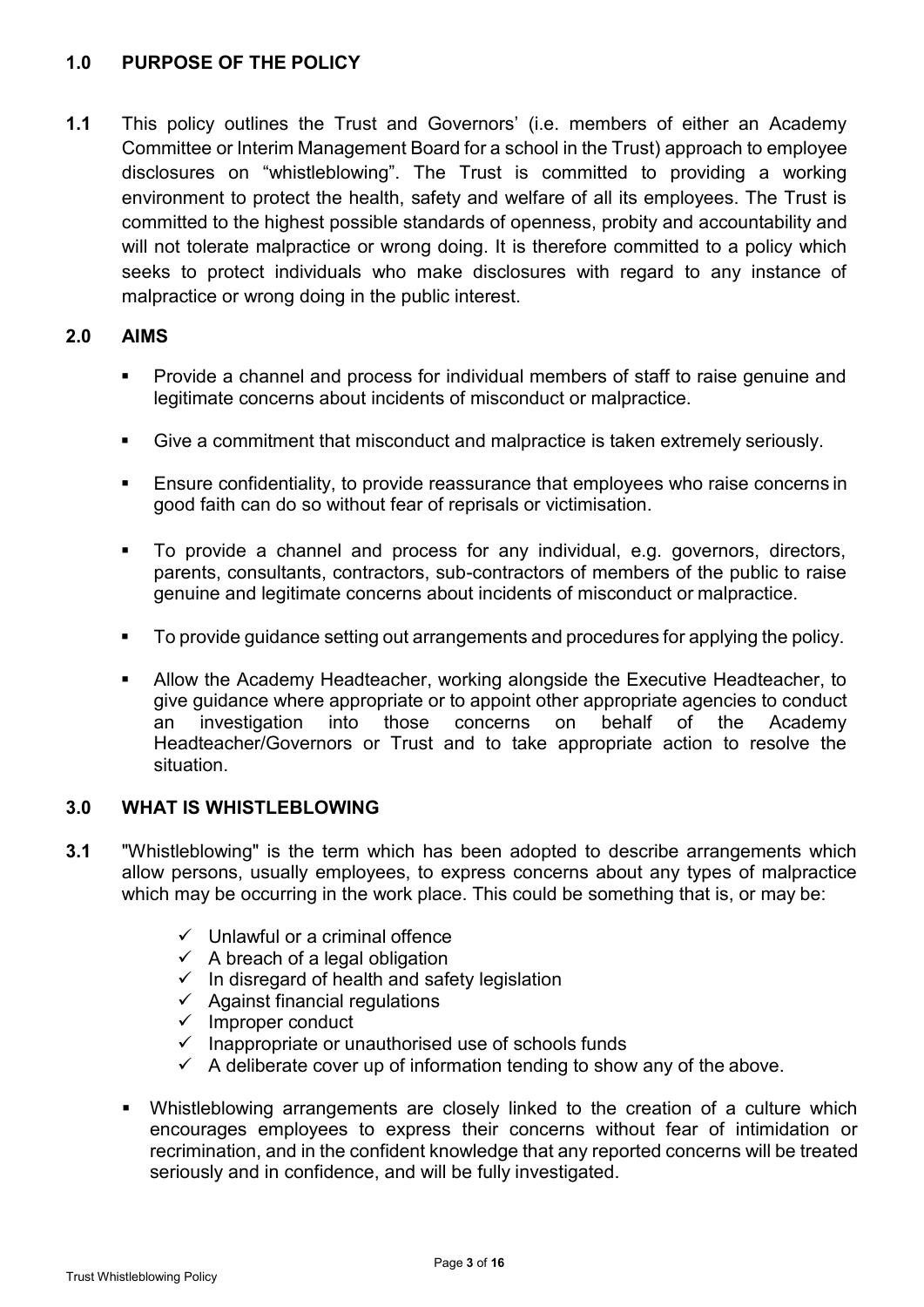## 1.0 PURPOSE OF THE POLICY

**1.1** This policy outlines the Trust and Governors' (i.e. members of either an Academy Committee or Interim Management Board for a school in the Trust) approach to employee disclosures on "whistleblowing". The Trust is committed to providing a working environment to protect the health, safety and welfare of all its employees. The Trust is committed to the highest possible standards of openness, probity and accountability and will not tolerate malpractice or wrong doing. It is therefore committed to a policy which seeks to protect individuals who make disclosures with regard to any instance of malpractice or wrong doing in the public interest.

## 2.0 AIMS

- Provide a channel and process for individual members of staff to raise genuine and legitimate concerns about incidents of misconduct or malpractice.
- Give a commitment that misconduct and malpractice is taken extremely seriously.
- Ensure confidentiality, to provide reassurance that employees who raise concerns in good faith can do so without fear of reprisals or victimisation.
- To provide a channel and process for any individual, e.g. governors, directors, parents, consultants, contractors, sub-contractors of members of the public to raise genuine and legitimate concerns about incidents of misconduct or malpractice.
- To provide guidance setting out arrangements and procedures for applying the policy.
- Allow the Academy Headteacher, working alongside the Executive Headteacher, to give guidance where appropriate or to appoint other appropriate agencies to conduct an investigation into those concerns on behalf of the Academy Headteacher/Governors or Trust and to take appropriate action to resolve the situation.

## 3.0 WHAT IS WHISTLEBLOWING

**3.1** "Whistleblowing" is the term which has been adopted to describe arrangements which allow persons, usually employees, to express concerns about any types of malpractice which may be occurring in the work place. This could be something that is, or may be:

- ✓ Unlawful or a criminal offence
- ✓ A breach of a legal obligation
- ✓ In disregard of health and safety legislation
- ✓ Against financial regulations
- ✓ Improper conduct
- ✓ Inappropriate or unauthorised use of schools funds
- ✓ A deliberate cover up of information tending to show any of the above.

- Whistleblowing arrangements are closely linked to the creation of a culture which encourages employees to express their concerns without fear of intimidation or recrimination, and in the confident knowledge that any reported concerns will be treated seriously and in confidence, and will be fully investigated.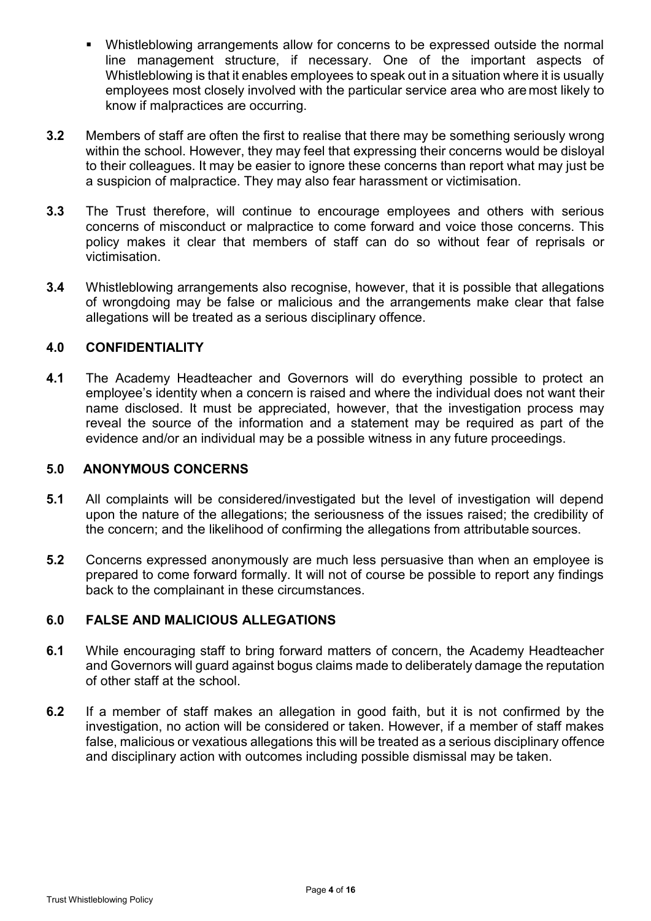- Whistleblowing arrangements allow for concerns to be expressed outside the normal line management structure, if necessary. One of the important aspects of Whistleblowing is that it enables employees to speak out in a situation where it is usually employees most closely involved with the particular service area who are most likely to know if malpractices are occurring.

**3.2** Members of staff are often the first to realise that there may be something seriously wrong within the school. However, they may feel that expressing their concerns would be disloyal to their colleagues. It may be easier to ignore these concerns than report what may just be a suspicion of malpractice. They may also fear harassment or victimisation.

**3.3** The Trust therefore, will continue to encourage employees and others with serious concerns of misconduct or malpractice to come forward and voice those concerns. This policy makes it clear that members of staff can do so without fear of reprisals or victimisation.

**3.4** Whistleblowing arrangements also recognise, however, that it is possible that allegations of wrongdoing may be false or malicious and the arrangements make clear that false allegations will be treated as a serious disciplinary offence.

## 4.0 CONFIDENTIALITY

**4.1** The Academy Headteacher and Governors will do everything possible to protect an employee's identity when a concern is raised and where the individual does not want their name disclosed. It must be appreciated, however, that the investigation process may reveal the source of the information and a statement may be required as part of the evidence and/or an individual may be a possible witness in any future proceedings.

## 5.0 ANONYMOUS CONCERNS

**5.1** All complaints will be considered/investigated but the level of investigation will depend upon the nature of the allegations; the seriousness of the issues raised; the credibility of the concern; and the likelihood of confirming the allegations from attributable sources.

**5.2** Concerns expressed anonymously are much less persuasive than when an employee is prepared to come forward formally. It will not of course be possible to report any findings back to the complainant in these circumstances.

## 6.0 FALSE AND MALICIOUS ALLEGATIONS

**6.1** While encouraging staff to bring forward matters of concern, the Academy Headteacher and Governors will guard against bogus claims made to deliberately damage the reputation of other staff at the school.

**6.2** If a member of staff makes an allegation in good faith, but it is not confirmed by the investigation, no action will be considered or taken. However, if a member of staff makes false, malicious or vexatious allegations this will be treated as a serious disciplinary offence and disciplinary action with outcomes including possible dismissal may be taken.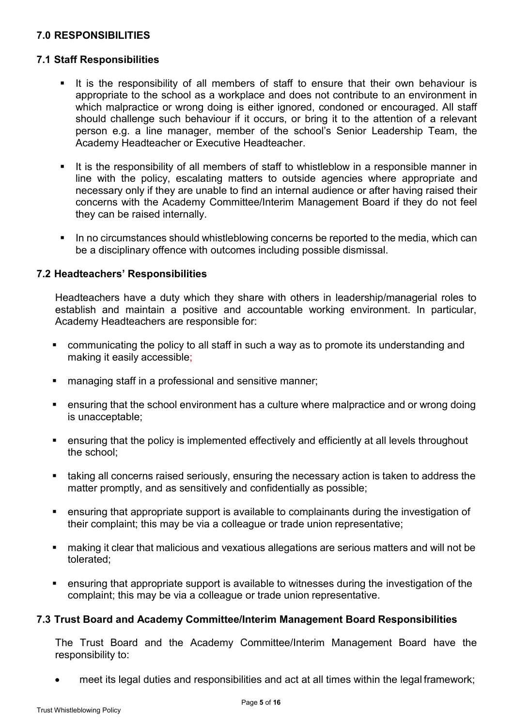## 7.0 RESPONSIBILITIES

### 7.1 Staff Responsibilities

- It is the responsibility of all members of staff to ensure that their own behaviour is appropriate to the school as a workplace and does not contribute to an environment in which malpractice or wrong doing is either ignored, condoned or encouraged. All staff should challenge such behaviour if it occurs, or bring it to the attention of a relevant person e.g. a line manager, member of the school's Senior Leadership Team, the Academy Headteacher or Executive Headteacher.

- It is the responsibility of all members of staff to whistleblow in a responsible manner in line with the policy, escalating matters to outside agencies where appropriate and necessary only if they are unable to find an internal audience or after having raised their concerns with the Academy Committee/Interim Management Board if they do not feel they can be raised internally.

- In no circumstances should whistleblowing concerns be reported to the media, which can be a disciplinary offence with outcomes including possible dismissal.

### 7.2 Headteachers' Responsibilities

Headteachers have a duty which they share with others in leadership/managerial roles to establish and maintain a positive and accountable working environment. In particular, Academy Headteachers are responsible for:

- communicating the policy to all staff in such a way as to promote its understanding and making it easily accessible;

- managing staff in a professional and sensitive manner;

- ensuring that the school environment has a culture where malpractice and or wrong doing is unacceptable;

- ensuring that the policy is implemented effectively and efficiently at all levels throughout the school;

- taking all concerns raised seriously, ensuring the necessary action is taken to address the matter promptly, and as sensitively and confidentially as possible;

- ensuring that appropriate support is available to complainants during the investigation of their complaint; this may be via a colleague or trade union representative;

- making it clear that malicious and vexatious allegations are serious matters and will not be tolerated;

- ensuring that appropriate support is available to witnesses during the investigation of the complaint; this may be via a colleague or trade union representative.

### 7.3 Trust Board and Academy Committee/Interim Management Board Responsibilities

The Trust Board and the Academy Committee/Interim Management Board have the responsibility to:

- meet its legal duties and responsibilities and act at all times within the legal framework;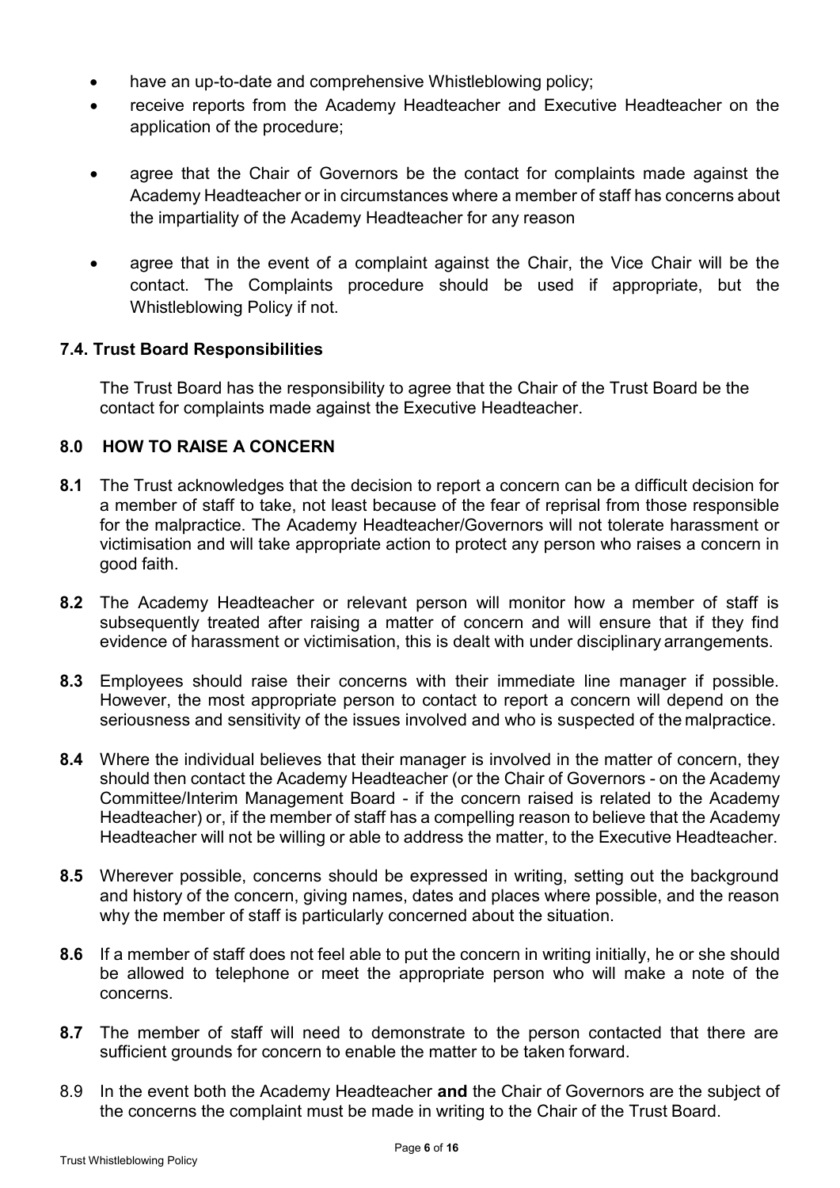- have an up-to-date and comprehensive Whistleblowing policy;
- receive reports from the Academy Headteacher and Executive Headteacher on the application of the procedure;
- agree that the Chair of Governors be the contact for complaints made against the Academy Headteacher or in circumstances where a member of staff has concerns about the impartiality of the Academy Headteacher for any reason
- agree that in the event of a complaint against the Chair, the Vice Chair will be the contact. The Complaints procedure should be used if appropriate, but the Whistleblowing Policy if not.

### 7.4. Trust Board Responsibilities

The Trust Board has the responsibility to agree that the Chair of the Trust Board be the contact for complaints made against the Executive Headteacher.

## 8.0 HOW TO RAISE A CONCERN

**8.1** The Trust acknowledges that the decision to report a concern can be a difficult decision for a member of staff to take, not least because of the fear of reprisal from those responsible for the malpractice. The Academy Headteacher/Governors will not tolerate harassment or victimisation and will take appropriate action to protect any person who raises a concern in good faith.

**8.2** The Academy Headteacher or relevant person will monitor how a member of staff is subsequently treated after raising a matter of concern and will ensure that if they find evidence of harassment or victimisation, this is dealt with under disciplinary arrangements.

**8.3** Employees should raise their concerns with their immediate line manager if possible. However, the most appropriate person to contact to report a concern will depend on the seriousness and sensitivity of the issues involved and who is suspected of the malpractice.

**8.4** Where the individual believes that their manager is involved in the matter of concern, they should then contact the Academy Headteacher (or the Chair of Governors - on the Academy Committee/Interim Management Board - if the concern raised is related to the Academy Headteacher) or, if the member of staff has a compelling reason to believe that the Academy Headteacher will not be willing or able to address the matter, to the Executive Headteacher.

**8.5** Wherever possible, concerns should be expressed in writing, setting out the background and history of the concern, giving names, dates and places where possible, and the reason why the member of staff is particularly concerned about the situation.

**8.6** If a member of staff does not feel able to put the concern in writing initially, he or she should be allowed to telephone or meet the appropriate person who will make a note of the concerns.

**8.7** The member of staff will need to demonstrate to the person contacted that there are sufficient grounds for concern to enable the matter to be taken forward.

8.9 In the event both the Academy Headteacher **and** the Chair of Governors are the subject of the concerns the complaint must be made in writing to the Chair of the Trust Board.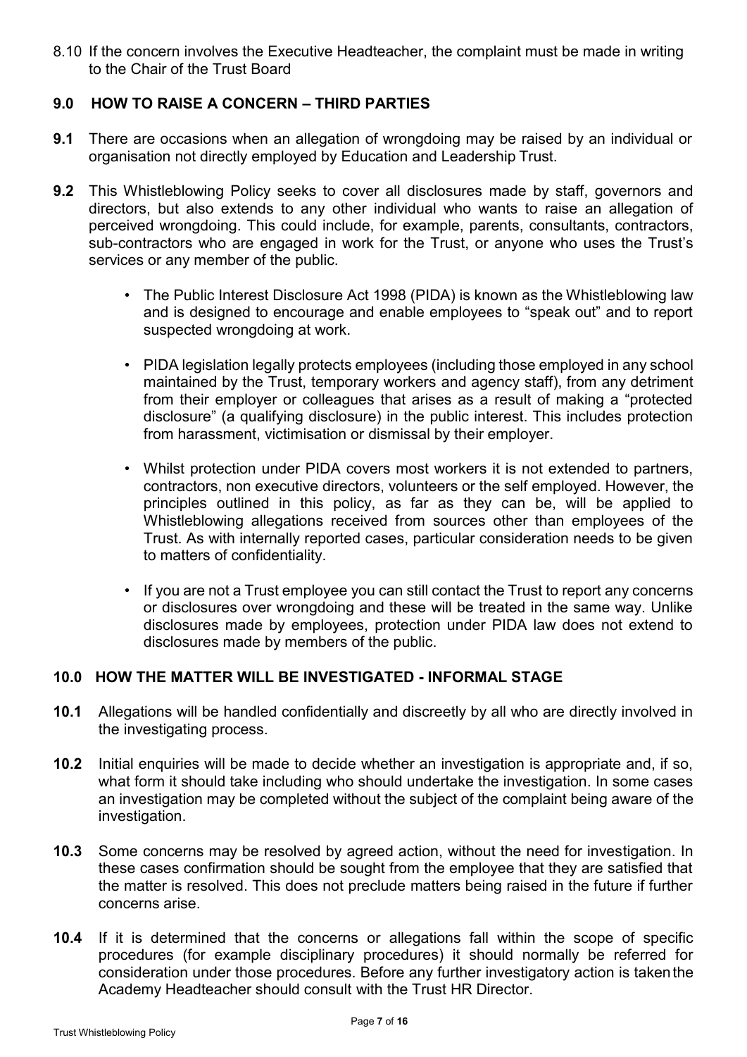8.10 If the concern involves the Executive Headteacher, the complaint must be made in writing to the Chair of the Trust Board

## 9.0 HOW TO RAISE A CONCERN – THIRD PARTIES

**9.1** There are occasions when an allegation of wrongdoing may be raised by an individual or organisation not directly employed by Education and Leadership Trust.

**9.2** This Whistleblowing Policy seeks to cover all disclosures made by staff, governors and directors, but also extends to any other individual who wants to raise an allegation of perceived wrongdoing. This could include, for example, parents, consultants, contractors, sub-contractors who are engaged in work for the Trust, or anyone who uses the Trust's services or any member of the public.

- The Public Interest Disclosure Act 1998 (PIDA) is known as the Whistleblowing law and is designed to encourage and enable employees to "speak out" and to report suspected wrongdoing at work.
- PIDA legislation legally protects employees (including those employed in any school maintained by the Trust, temporary workers and agency staff), from any detriment from their employer or colleagues that arises as a result of making a "protected disclosure" (a qualifying disclosure) in the public interest. This includes protection from harassment, victimisation or dismissal by their employer.
- Whilst protection under PIDA covers most workers it is not extended to partners, contractors, non executive directors, volunteers or the self employed. However, the principles outlined in this policy, as far as they can be, will be applied to Whistleblowing allegations received from sources other than employees of the Trust. As with internally reported cases, particular consideration needs to be given to matters of confidentiality.
- If you are not a Trust employee you can still contact the Trust to report any concerns or disclosures over wrongdoing and these will be treated in the same way. Unlike disclosures made by employees, protection under PIDA law does not extend to disclosures made by members of the public.

## 10.0 HOW THE MATTER WILL BE INVESTIGATED - INFORMAL STAGE

**10.1** Allegations will be handled confidentially and discreetly by all who are directly involved in the investigating process.

**10.2** Initial enquiries will be made to decide whether an investigation is appropriate and, if so, what form it should take including who should undertake the investigation. In some cases an investigation may be completed without the subject of the complaint being aware of the investigation.

**10.3** Some concerns may be resolved by agreed action, without the need for investigation. In these cases confirmation should be sought from the employee that they are satisfied that the matter is resolved. This does not preclude matters being raised in the future if further concerns arise.

**10.4** If it is determined that the concerns or allegations fall within the scope of specific procedures (for example disciplinary procedures) it should normally be referred for consideration under those procedures. Before any further investigatory action is taken the Academy Headteacher should consult with the Trust HR Director.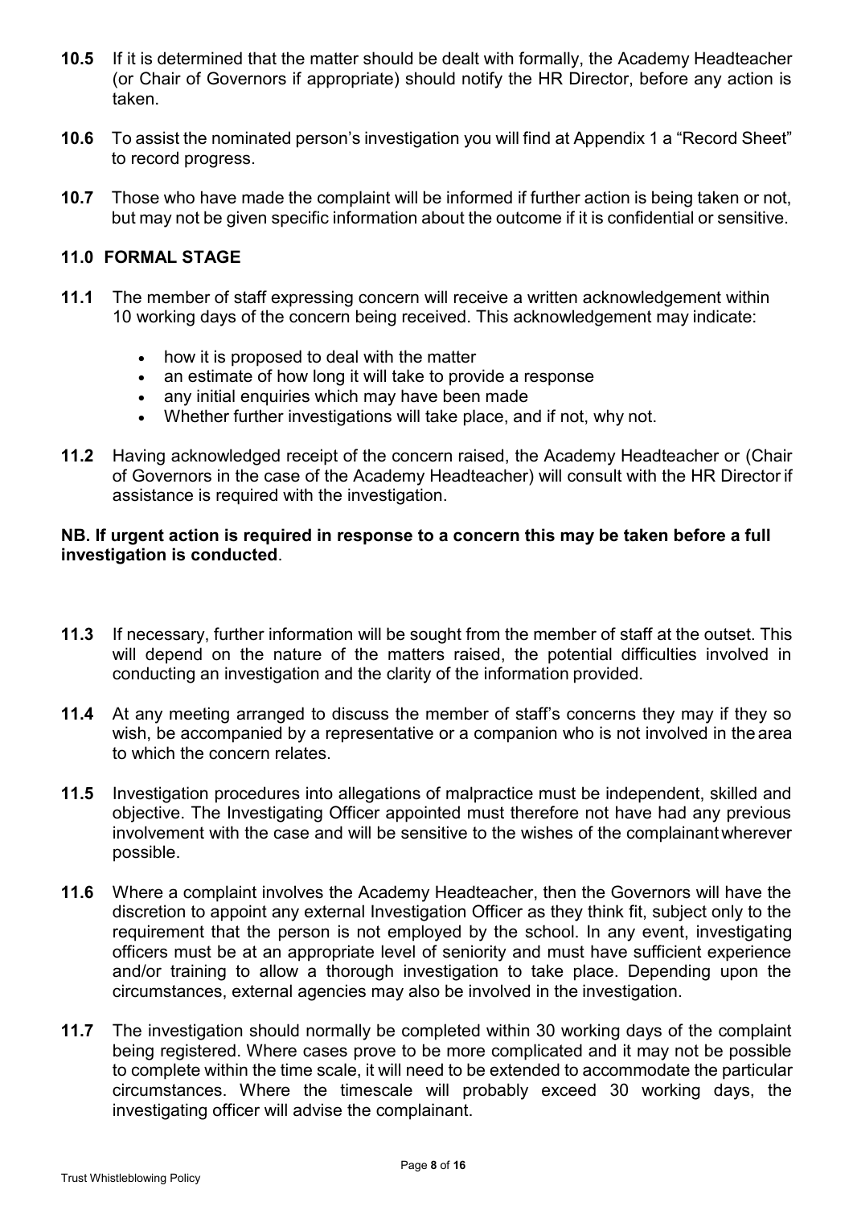**10.5** If it is determined that the matter should be dealt with formally, the Academy Headteacher (or Chair of Governors if appropriate) should notify the HR Director, before any action is taken.

**10.6** To assist the nominated person's investigation you will find at Appendix 1 a "Record Sheet" to record progress.

**10.7** Those who have made the complaint will be informed if further action is being taken or not, but may not be given specific information about the outcome if it is confidential or sensitive.

## 11.0 FORMAL STAGE

**11.1** The member of staff expressing concern will receive a written acknowledgement within 10 working days of the concern being received. This acknowledgement may indicate:

- how it is proposed to deal with the matter
- an estimate of how long it will take to provide a response
- any initial enquiries which may have been made
- Whether further investigations will take place, and if not, why not.

**11.2** Having acknowledged receipt of the concern raised, the Academy Headteacher or (Chair of Governors in the case of the Academy Headteacher) will consult with the HR Director if assistance is required with the investigation.

**NB. If urgent action is required in response to a concern this may be taken before a full investigation is conducted**.

**11.3** If necessary, further information will be sought from the member of staff at the outset. This will depend on the nature of the matters raised, the potential difficulties involved in conducting an investigation and the clarity of the information provided.

**11.4** At any meeting arranged to discuss the member of staff's concerns they may if they so wish, be accompanied by a representative or a companion who is not involved in the area to which the concern relates.

**11.5** Investigation procedures into allegations of malpractice must be independent, skilled and objective. The Investigating Officer appointed must therefore not have had any previous involvement with the case and will be sensitive to the wishes of the complainant wherever possible.

**11.6** Where a complaint involves the Academy Headteacher, then the Governors will have the discretion to appoint any external Investigation Officer as they think fit, subject only to the requirement that the person is not employed by the school. In any event, investigating officers must be at an appropriate level of seniority and must have sufficient experience and/or training to allow a thorough investigation to take place. Depending upon the circumstances, external agencies may also be involved in the investigation.

**11.7** The investigation should normally be completed within 30 working days of the complaint being registered. Where cases prove to be more complicated and it may not be possible to complete within the time scale, it will need to be extended to accommodate the particular circumstances. Where the timescale will probably exceed 30 working days, the investigating officer will advise the complainant.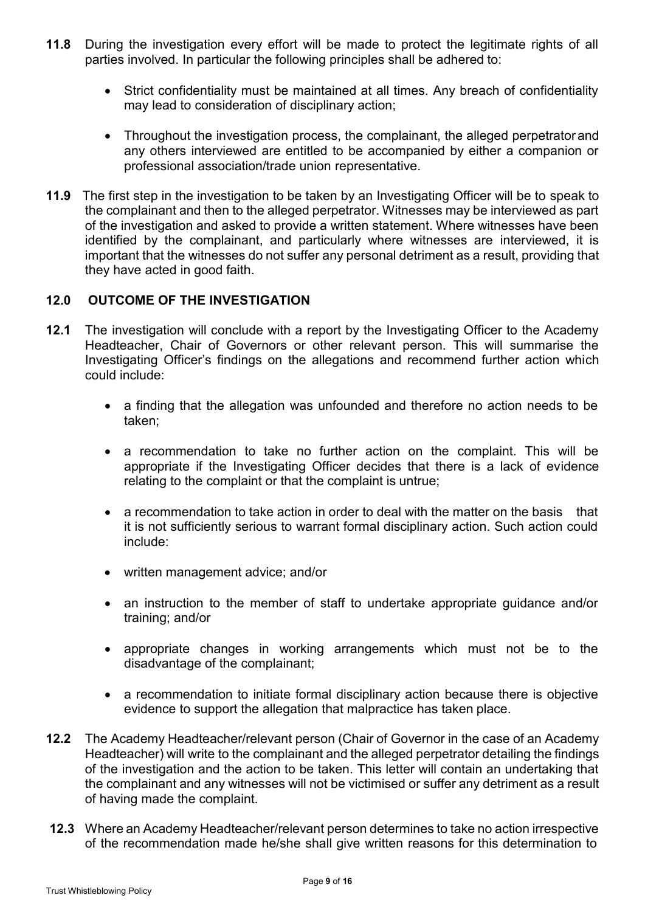**11.8** During the investigation every effort will be made to protect the legitimate rights of all parties involved. In particular the following principles shall be adhered to:

- Strict confidentiality must be maintained at all times. Any breach of confidentiality may lead to consideration of disciplinary action;
- Throughout the investigation process, the complainant, the alleged perpetrator and any others interviewed are entitled to be accompanied by either a companion or professional association/trade union representative.

**11.9** The first step in the investigation to be taken by an Investigating Officer will be to speak to the complainant and then to the alleged perpetrator. Witnesses may be interviewed as part of the investigation and asked to provide a written statement. Where witnesses have been identified by the complainant, and particularly where witnesses are interviewed, it is important that the witnesses do not suffer any personal detriment as a result, providing that they have acted in good faith.

## 12.0 OUTCOME OF THE INVESTIGATION

**12.1** The investigation will conclude with a report by the Investigating Officer to the Academy Headteacher, Chair of Governors or other relevant person. This will summarise the Investigating Officer's findings on the allegations and recommend further action which could include:

- a finding that the allegation was unfounded and therefore no action needs to be taken;
- a recommendation to take no further action on the complaint. This will be appropriate if the Investigating Officer decides that there is a lack of evidence relating to the complaint or that the complaint is untrue;
- a recommendation to take action in order to deal with the matter on the basis that it is not sufficiently serious to warrant formal disciplinary action. Such action could include:
- written management advice; and/or
- an instruction to the member of staff to undertake appropriate guidance and/or training; and/or
- appropriate changes in working arrangements which must not be to the disadvantage of the complainant;
- a recommendation to initiate formal disciplinary action because there is objective evidence to support the allegation that malpractice has taken place.

**12.2** The Academy Headteacher/relevant person (Chair of Governor in the case of an Academy Headteacher) will write to the complainant and the alleged perpetrator detailing the findings of the investigation and the action to be taken. This letter will contain an undertaking that the complainant and any witnesses will not be victimised or suffer any detriment as a result of having made the complaint.

**12.3** Where an Academy Headteacher/relevant person determines to take no action irrespective of the recommendation made he/she shall give written reasons for this determination to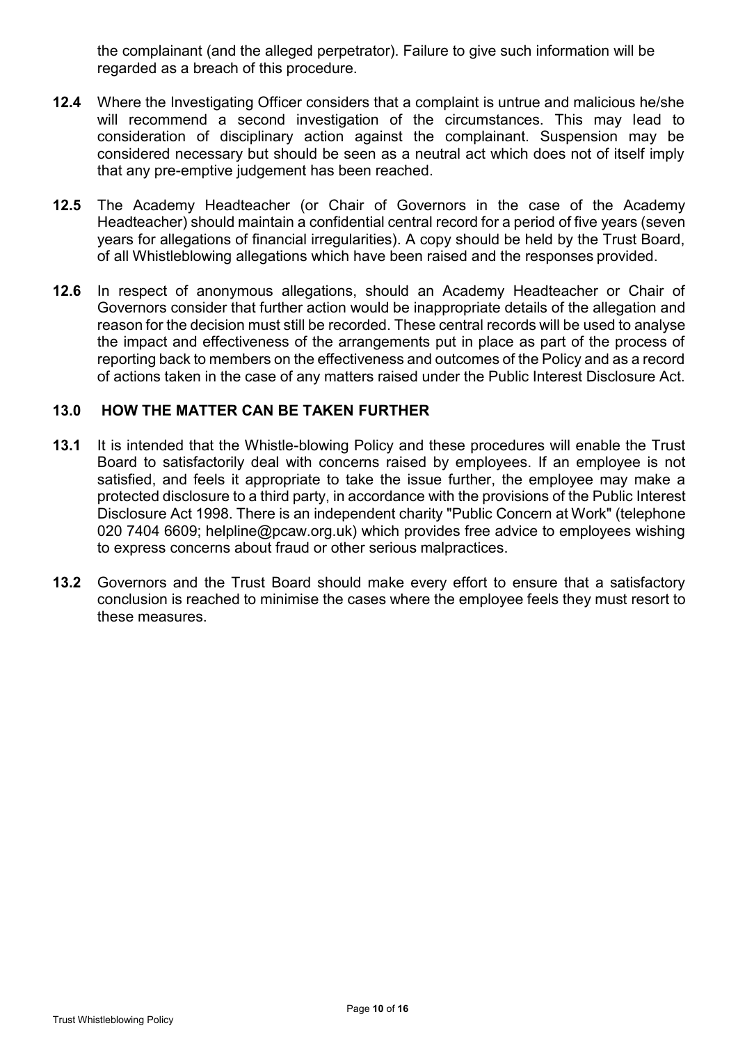the complainant (and the alleged perpetrator). Failure to give such information will be regarded as a breach of this procedure.

**12.4** Where the Investigating Officer considers that a complaint is untrue and malicious he/she will recommend a second investigation of the circumstances. This may lead to consideration of disciplinary action against the complainant. Suspension may be considered necessary but should be seen as a neutral act which does not of itself imply that any pre-emptive judgement has been reached.

**12.5** The Academy Headteacher (or Chair of Governors in the case of the Academy Headteacher) should maintain a confidential central record for a period of five years (seven years for allegations of financial irregularities). A copy should be held by the Trust Board, of all Whistleblowing allegations which have been raised and the responses provided.

**12.6** In respect of anonymous allegations, should an Academy Headteacher or Chair of Governors consider that further action would be inappropriate details of the allegation and reason for the decision must still be recorded. These central records will be used to analyse the impact and effectiveness of the arrangements put in place as part of the process of reporting back to members on the effectiveness and outcomes of the Policy and as a record of actions taken in the case of any matters raised under the Public Interest Disclosure Act.

## 13.0 HOW THE MATTER CAN BE TAKEN FURTHER

**13.1** It is intended that the Whistle-blowing Policy and these procedures will enable the Trust Board to satisfactorily deal with concerns raised by employees. If an employee is not satisfied, and feels it appropriate to take the issue further, the employee may make a protected disclosure to a third party, in accordance with the provisions of the Public Interest Disclosure Act 1998. There is an independent charity "Public Concern at Work" (telephone 020 7404 6609; helpline@pcaw.org.uk) which provides free advice to employees wishing to express concerns about fraud or other serious malpractices.

**13.2** Governors and the Trust Board should make every effort to ensure that a satisfactory conclusion is reached to minimise the cases where the employee feels they must resort to these measures.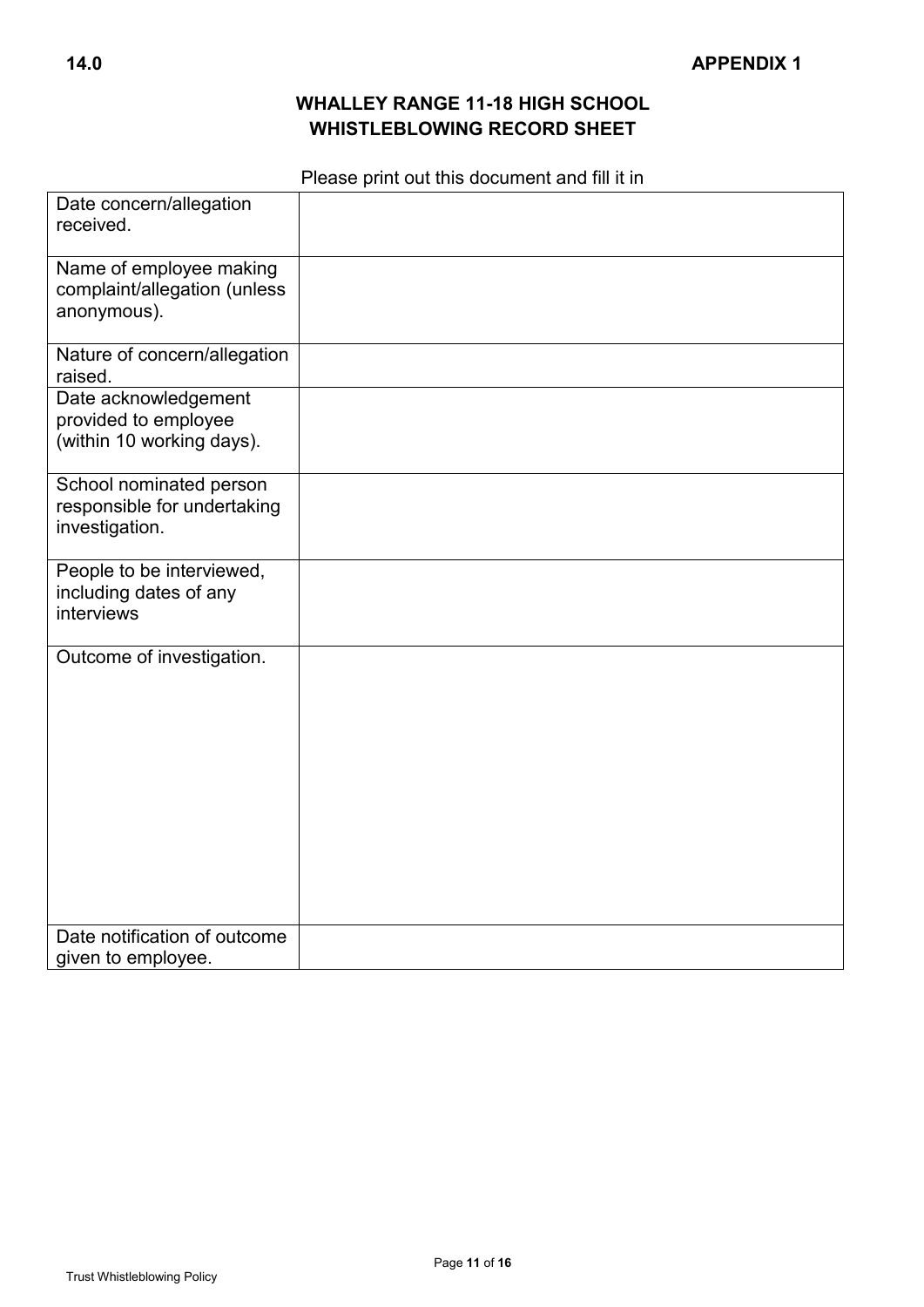**14.0** **APPENDIX 1**

## WHALLEY RANGE 11-18 HIGH SCHOOL
## WHISTLEBLOWING RECORD SHEET

Please print out this document and fill it in

| | |
|---|---|
| Date concern/allegation received. | |
| Name of employee making complaint/allegation (unless anonymous). | |
| Nature of concern/allegation raised. | |
| Date acknowledgement provided to employee (within 10 working days). | |
| School nominated person responsible for undertaking investigation. | |
| People to be interviewed, including dates of any interviews | |
| Outcome of investigation. | |
| Date notification of outcome given to employee. | |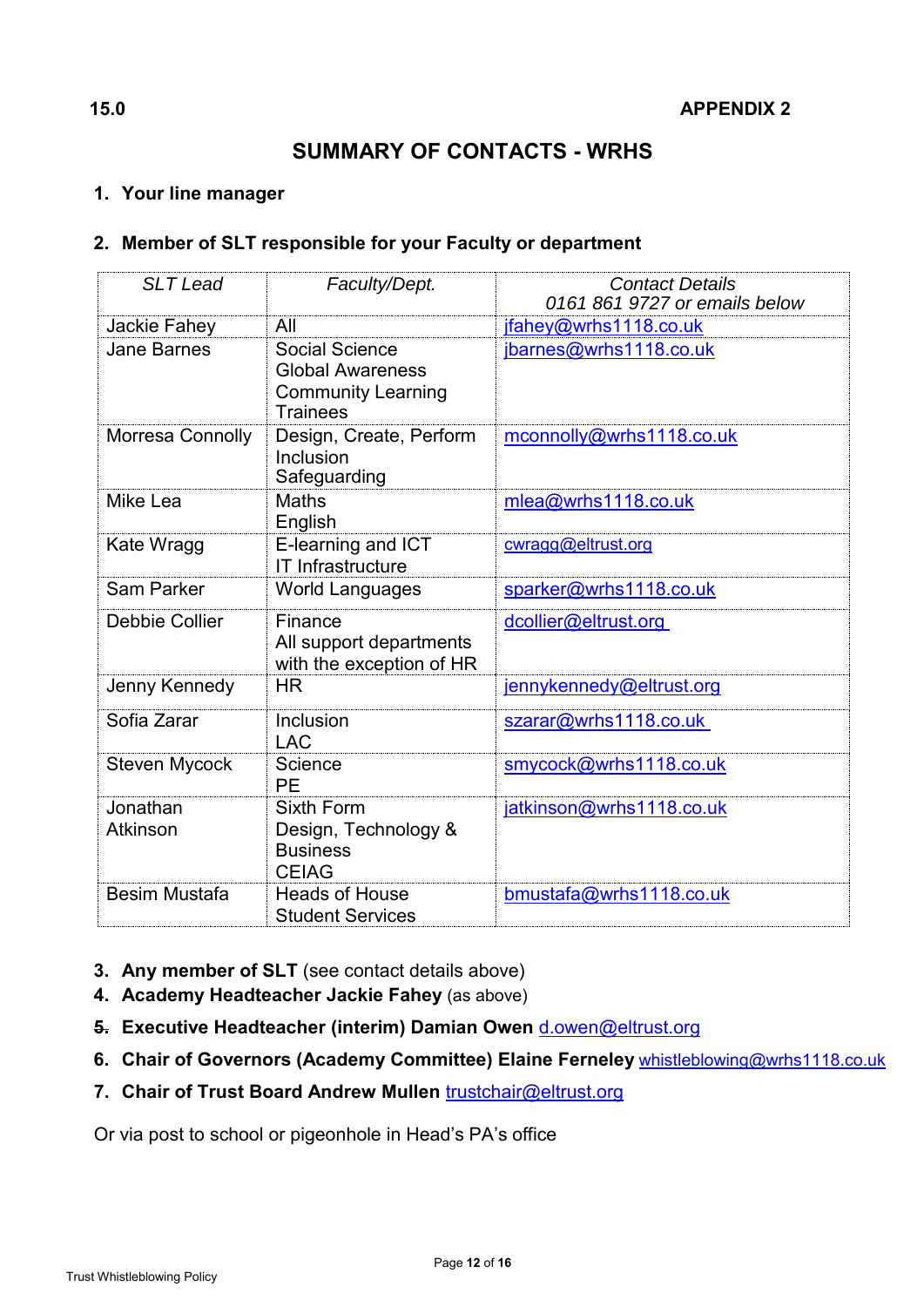**15.0** **APPENDIX 2**

# SUMMARY OF CONTACTS - WRHS

1. **Your line manager**

2. **Member of SLT responsible for your Faculty or department**

| *SLT Lead* | *Faculty/Dept.* | *Contact Details 0161 861 9727 or emails below* |
|---|---|---|
| Jackie Fahey | All | jfahey@wrhs1118.co.uk |
| Jane Barnes | Social Science<br>Global Awareness<br>Community Learning<br>Trainees | jbarnes@wrhs1118.co.uk |
| Morresa Connolly | Design, Create, Perform<br>Inclusion<br>Safeguarding | mconnolly@wrhs1118.co.uk |
| Mike Lea | Maths<br>English | mlea@wrhs1118.co.uk |
| Kate Wragg | E-learning and ICT<br>IT Infrastructure | cwragg@eltrust.org |
| Sam Parker | World Languages | sparker@wrhs1118.co.uk |
| Debbie Collier | Finance<br>All support departments with the exception of HR | dcollier@eltrust.org |
| Jenny Kennedy | HR | jennykennedy@eltrust.org |
| Sofia Zarar | Inclusion<br>LAC | szarar@wrhs1118.co.uk |
| Steven Mycock | Science<br>PE | smycock@wrhs1118.co.uk |
| Jonathan Atkinson | Sixth Form<br>Design, Technology & Business<br>CEIAG | jatkinson@wrhs1118.co.uk |
| Besim Mustafa | Heads of House<br>Student Services | bmustafa@wrhs1118.co.uk |

3. **Any member of SLT** (see contact details above)
4. **Academy Headteacher Jackie Fahey** (as above)
5. **Executive Headteacher (interim) Damian Owen** d.owen@eltrust.org
6. **Chair of Governors (Academy Committee) Elaine Ferneley** whistleblowing@wrhs1118.co.uk
7. **Chair of Trust Board Andrew Mullen** trustchair@eltrust.org

Or via post to school or pigeonhole in Head's PA's office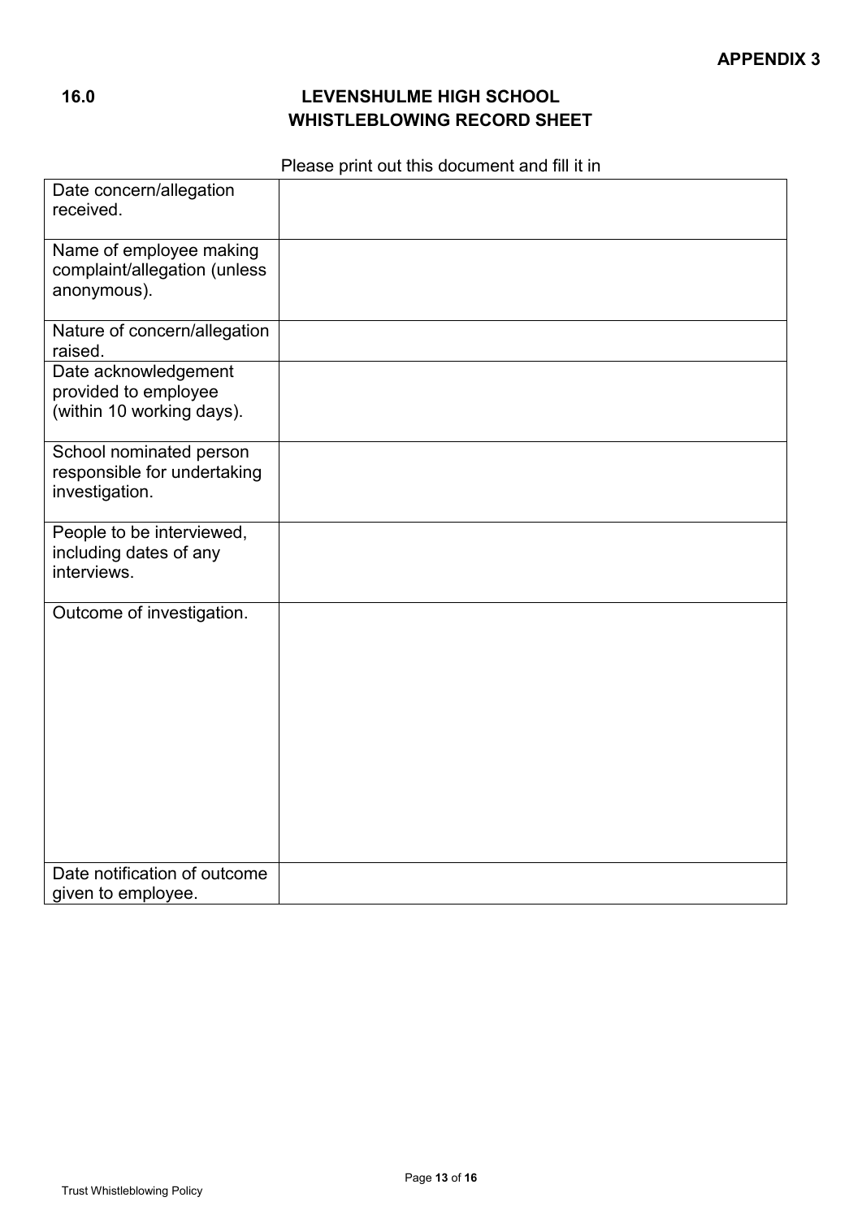**APPENDIX 3**

## 16.0 LEVENSHULME HIGH SCHOOL WHISTLEBLOWING RECORD SHEET

Please print out this document and fill it in

| | |
|---|---|
| Date concern/allegation received. | |
| Name of employee making complaint/allegation (unless anonymous). | |
| Nature of concern/allegation raised. | |
| Date acknowledgement provided to employee (within 10 working days). | |
| School nominated person responsible for undertaking investigation. | |
| People to be interviewed, including dates of any interviews. | |
| Outcome of investigation. | |
| Date notification of outcome given to employee. | |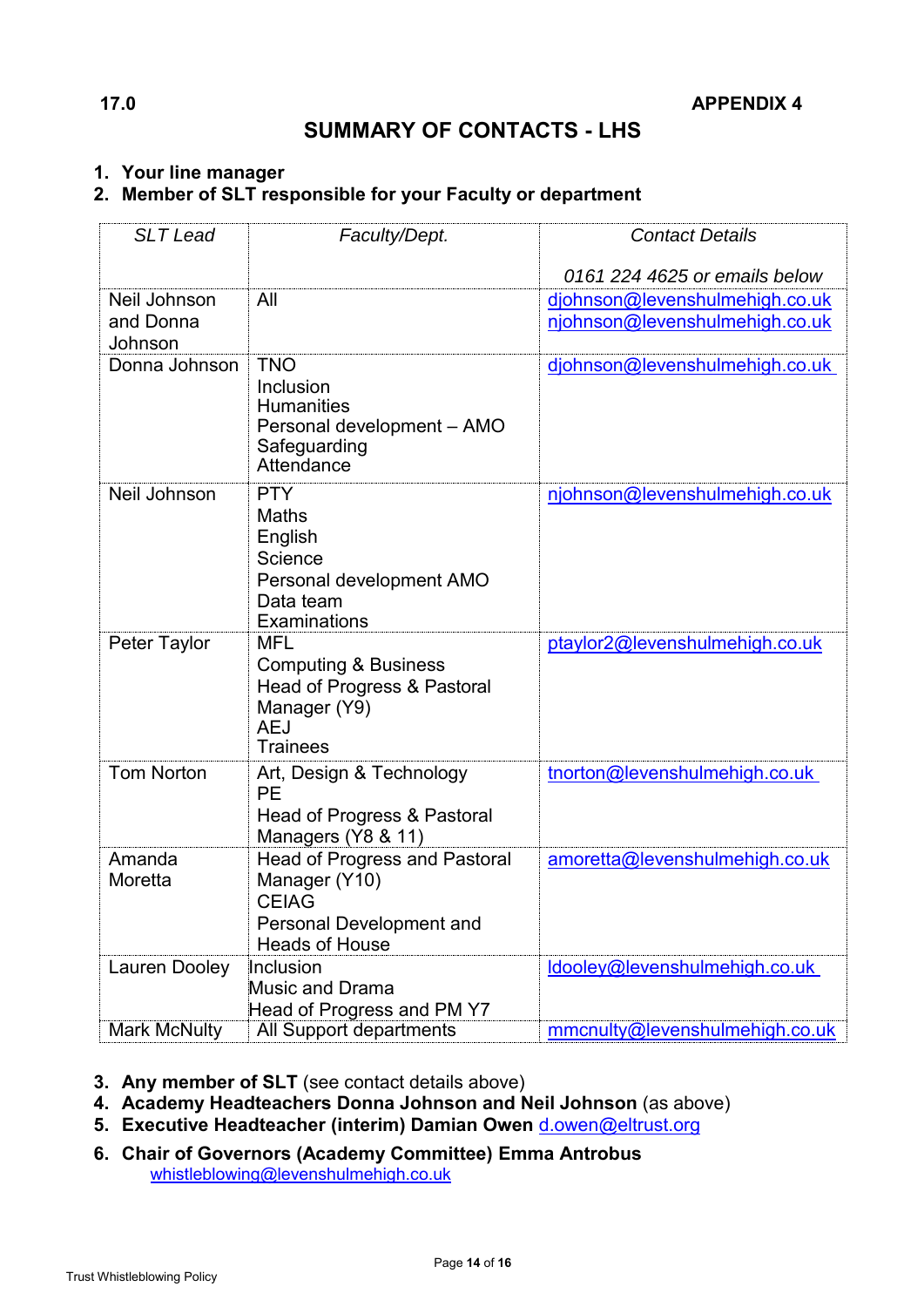17.0 APPENDIX 4

## SUMMARY OF CONTACTS - LHS

1. **Your line manager**
2. **Member of SLT responsible for your Faculty or department**

| *SLT Lead* | *Faculty/Dept.* | *Contact Details*<br><br>*0161 224 4625 or emails below* |
|---|---|---|
| Neil Johnson and Donna Johnson | All | djohnson@levenshulmehigh.co.uk<br>njohnson@levenshulmehigh.co.uk |
| Donna Johnson | TNO<br>Inclusion<br>Humanities<br>Personal development – AMO<br>Safeguarding<br>Attendance | djohnson@levenshulmehigh.co.uk |
| Neil Johnson | PTY<br>Maths<br>English<br>Science<br>Personal development AMO<br>Data team<br>Examinations | njohnson@levenshulmehigh.co.uk |
| Peter Taylor | MFL<br>Computing & Business<br>Head of Progress & Pastoral Manager (Y9)<br>AEJ<br>Trainees | ptaylor2@levenshulmehigh.co.uk |
| Tom Norton | Art, Design & Technology<br>PE<br>Head of Progress & Pastoral Managers (Y8 & 11) | tnorton@levenshulmehigh.co.uk |
| Amanda Moretta | Head of Progress and Pastoral Manager (Y10)<br>CEIAG<br>Personal Development and Heads of House | amoretta@levenshulmehigh.co.uk |
| Lauren Dooley | Inclusion<br>Music and Drama<br>Head of Progress and PM Y7 | ldooley@levenshulmehigh.co.uk |
| Mark McNulty | All Support departments | mmcnulty@levenshulmehigh.co.uk |

3. **Any member of SLT** (see contact details above)
4. **Academy Headteachers Donna Johnson and Neil Johnson** (as above)
5. **Executive Headteacher (interim) Damian Owen** d.owen@eltrust.org
6. **Chair of Governors (Academy Committee) Emma Antrobus**
   whistleblowing@levenshulmehigh.co.uk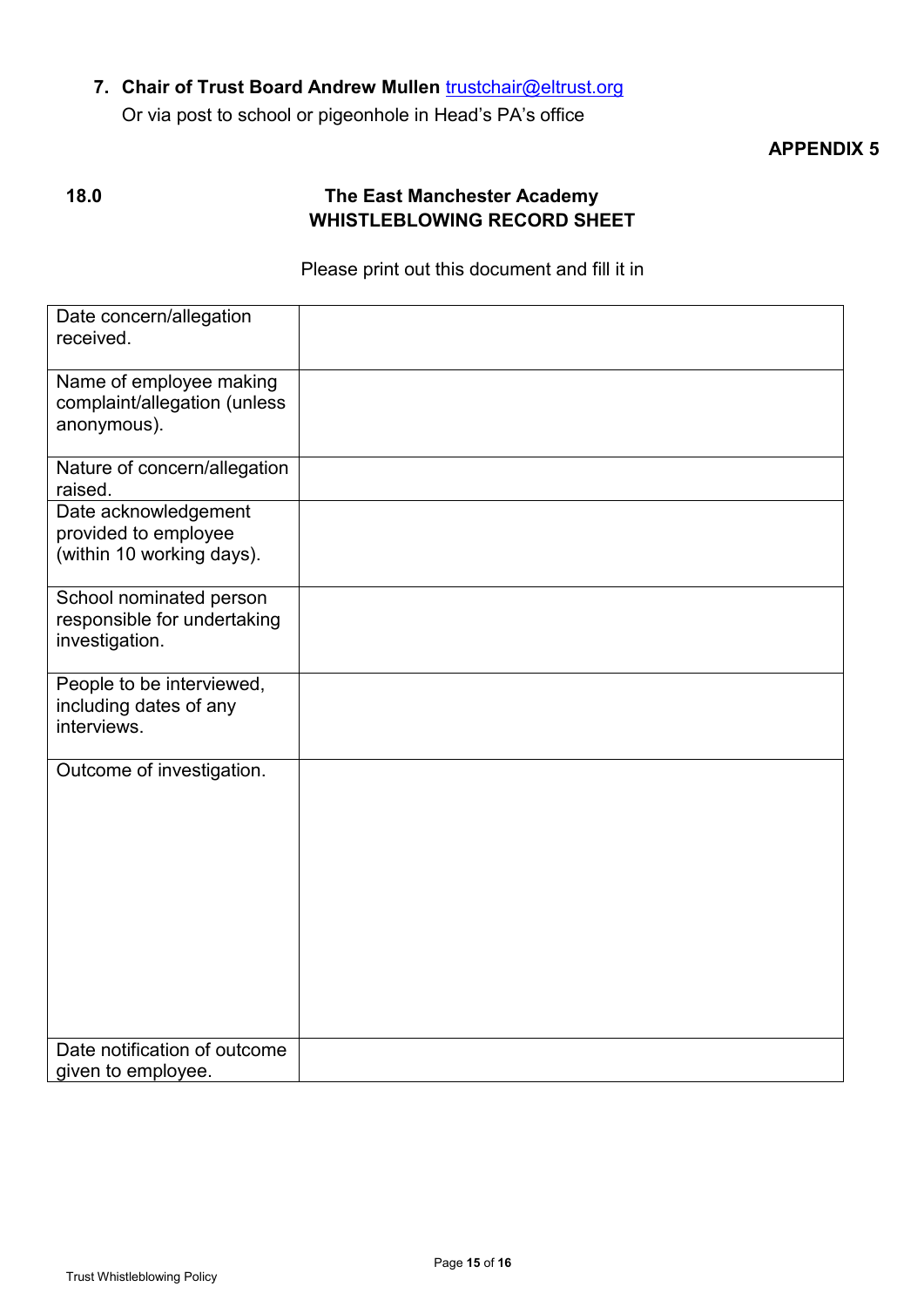7. **Chair of Trust Board Andrew Mullen** [trustchair@eltrust.org](mailto:trustchair@eltrust.org)
   Or via post to school or pigeonhole in Head's PA's office

**APPENDIX 5**

## 18.0 The East Manchester Academy WHISTLEBLOWING RECORD SHEET

Please print out this document and fill it in

| | |
|---|---|
| Date concern/allegation received. | |
| Name of employee making complaint/allegation (unless anonymous). | |
| Nature of concern/allegation raised. | |
| Date acknowledgement provided to employee (within 10 working days). | |
| School nominated person responsible for undertaking investigation. | |
| People to be interviewed, including dates of any interviews. | |
| Outcome of investigation. | |
| Date notification of outcome given to employee. | |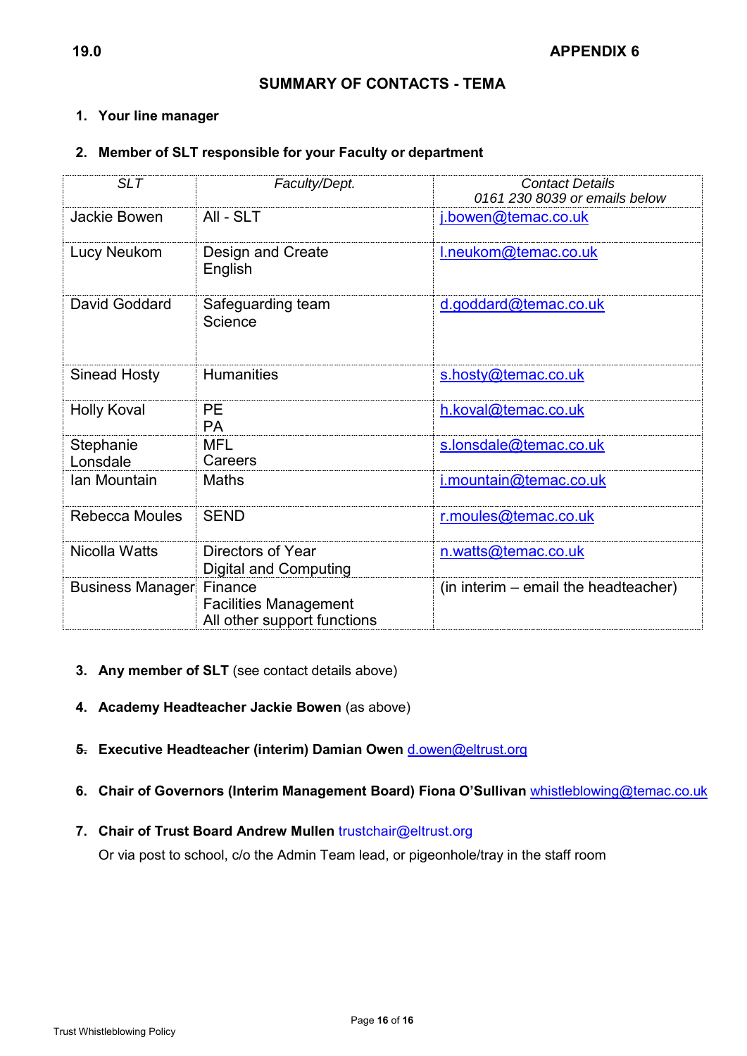**19.0** **APPENDIX 6**

## SUMMARY OF CONTACTS - TEMA

1. **Your line manager**

2. **Member of SLT responsible for your Faculty or department**

| *SLT* | *Faculty/Dept.* | *Contact Details 0161 230 8039 or emails below* |
|---|---|---|
| Jackie Bowen | All - SLT | j.bowen@temac.co.uk |
| Lucy Neukom | Design and Create<br>English | l.neukom@temac.co.uk |
| David Goddard | Safeguarding team<br>Science | d.goddard@temac.co.uk |
| Sinead Hosty | Humanities | s.hosty@temac.co.uk |
| Holly Koval | PE<br>PA | h.koval@temac.co.uk |
| Stephanie Lonsdale | MFL<br>Careers | s.lonsdale@temac.co.uk |
| Ian Mountain | Maths | i.mountain@temac.co.uk |
| Rebecca Moules | SEND | r.moules@temac.co.uk |
| Nicolla Watts | Directors of Year<br>Digital and Computing | n.watts@temac.co.uk |
| Business Manager | Finance<br>Facilities Management<br>All other support functions | (in interim – email the headteacher) |

3. **Any member of SLT** (see contact details above)

4. **Academy Headteacher Jackie Bowen** (as above)

5. **Executive Headteacher (interim) Damian Owen** d.owen@eltrust.org

6. **Chair of Governors (Interim Management Board) Fiona O'Sullivan** whistleblowing@temac.co.uk

7. **Chair of Trust Board Andrew Mullen** trustchair@eltrust.org

   Or via post to school, c/o the Admin Team lead, or pigeonhole/tray in the staff room